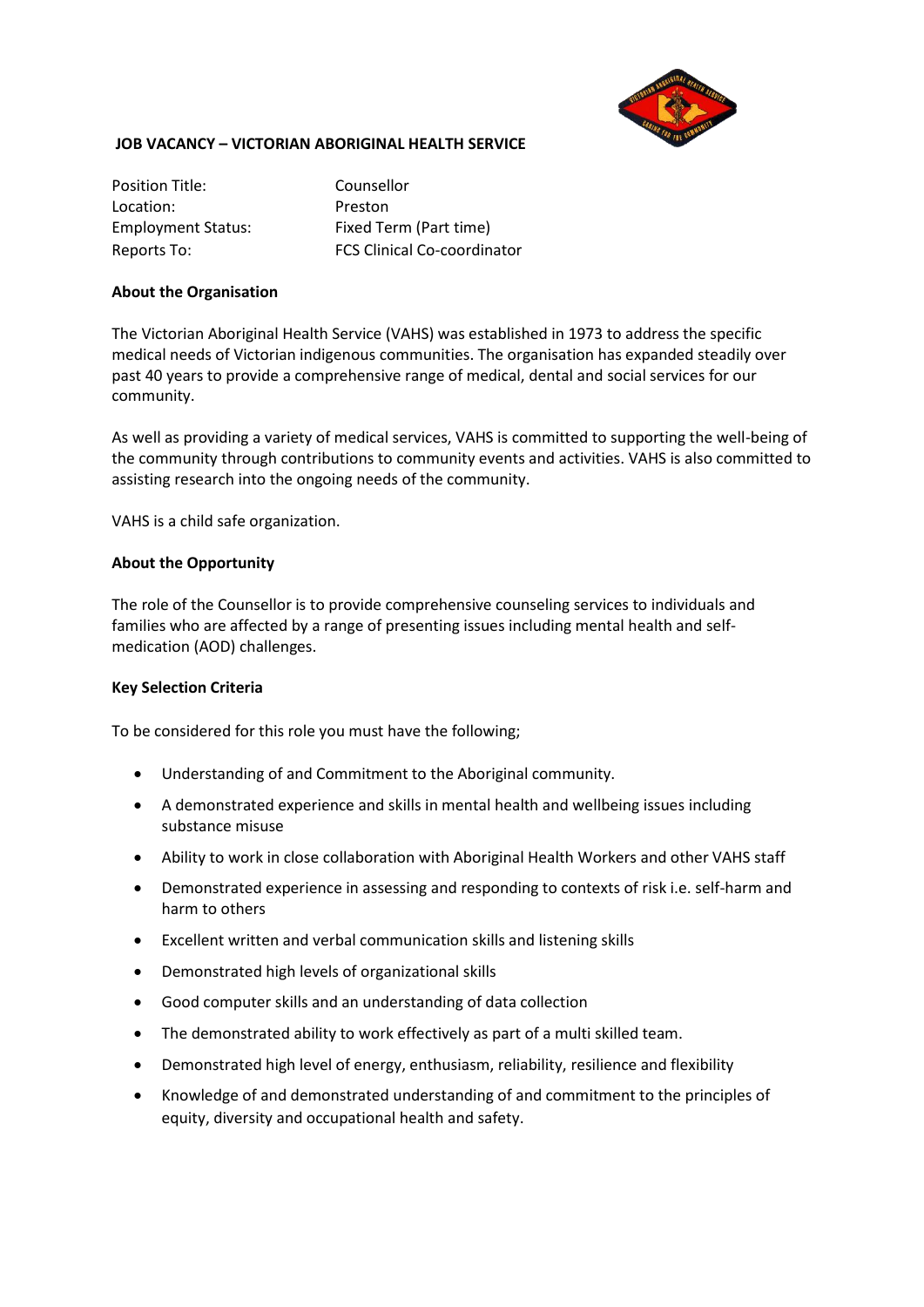**JOB VACANCY – VICTORIAN ABORIGINAL HEALTH SERVICE**

| | |
|---|---|
| Position Title: | Counsellor |
| Location: | Preston |
| Employment Status: | Fixed Term (Part time) |
| Reports To: | FCS Clinical Co-coordinator |

**About the Organisation**

The Victorian Aboriginal Health Service (VAHS) was established in 1973 to address the specific medical needs of Victorian indigenous communities. The organisation has expanded steadily over past 40 years to provide a comprehensive range of medical, dental and social services for our community.

As well as providing a variety of medical services, VAHS is committed to supporting the well-being of the community through contributions to community events and activities. VAHS is also committed to assisting research into the ongoing needs of the community.

VAHS is a child safe organization.

**About the Opportunity**

The role of the Counsellor is to provide comprehensive counseling services to individuals and families who are affected by a range of presenting issues including mental health and self-medication (AOD) challenges.

**Key Selection Criteria**

To be considered for this role you must have the following;

- Understanding of and Commitment to the Aboriginal community.
- A demonstrated experience and skills in mental health and wellbeing issues including substance misuse
- Ability to work in close collaboration with Aboriginal Health Workers and other VAHS staff
- Demonstrated experience in assessing and responding to contexts of risk i.e. self-harm and harm to others
- Excellent written and verbal communication skills and listening skills
- Demonstrated high levels of organizational skills
- Good computer skills and an understanding of data collection
- The demonstrated ability to work effectively as part of a multi skilled team.
- Demonstrated high level of energy, enthusiasm, reliability, resilience and flexibility
- Knowledge of and demonstrated understanding of and commitment to the principles of equity, diversity and occupational health and safety.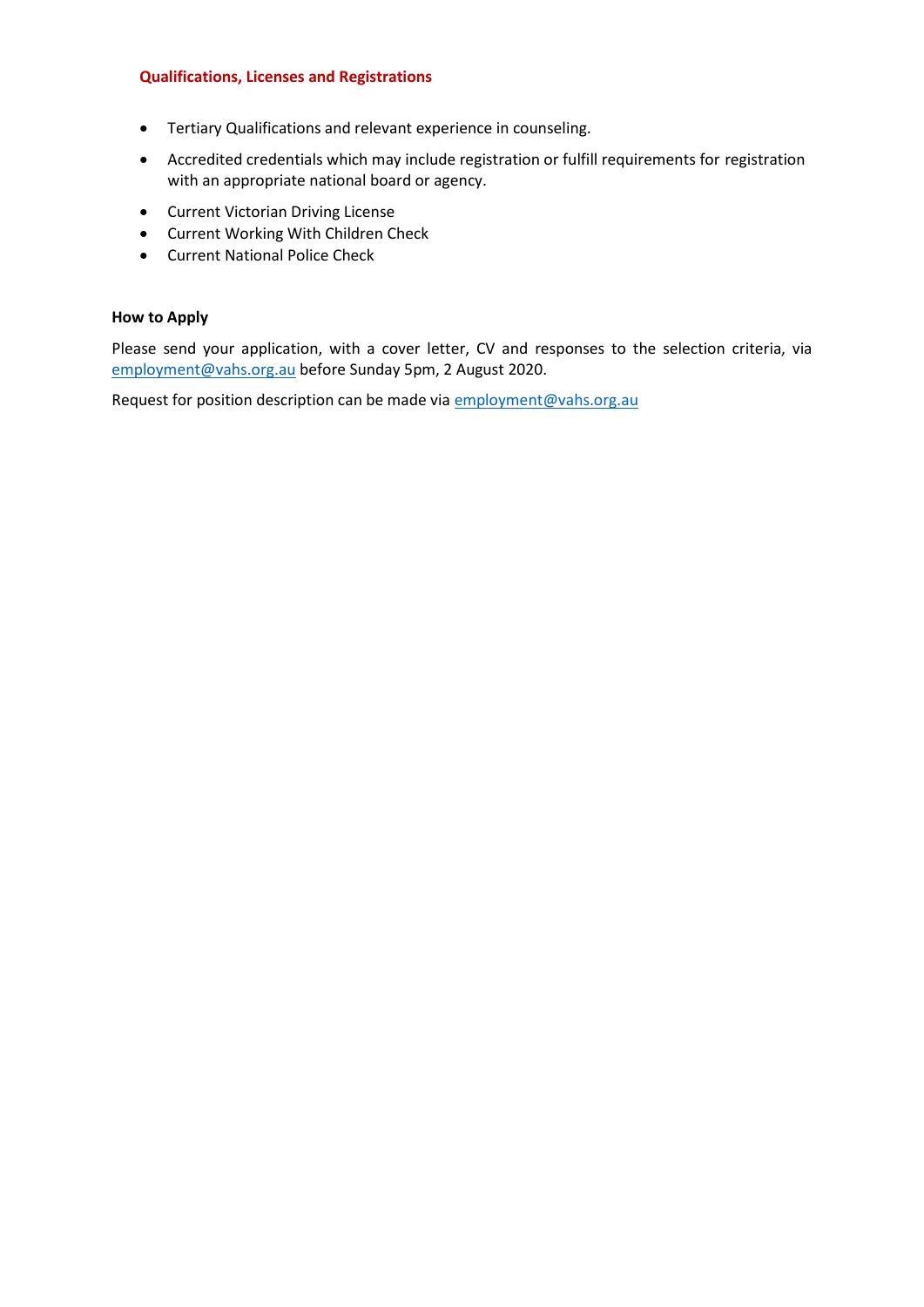### Qualifications, Licenses and Registrations

- Tertiary Qualifications and relevant experience in counseling.
- Accredited credentials which may include registration or fulfill requirements for registration with an appropriate national board or agency.
- Current Victorian Driving License
- Current Working With Children Check
- Current National Police Check

**How to Apply**

Please send your application, with a cover letter, CV and responses to the selection criteria, via employment@vahs.org.au before Sunday 5pm, 2 August 2020.

Request for position description can be made via employment@vahs.org.au